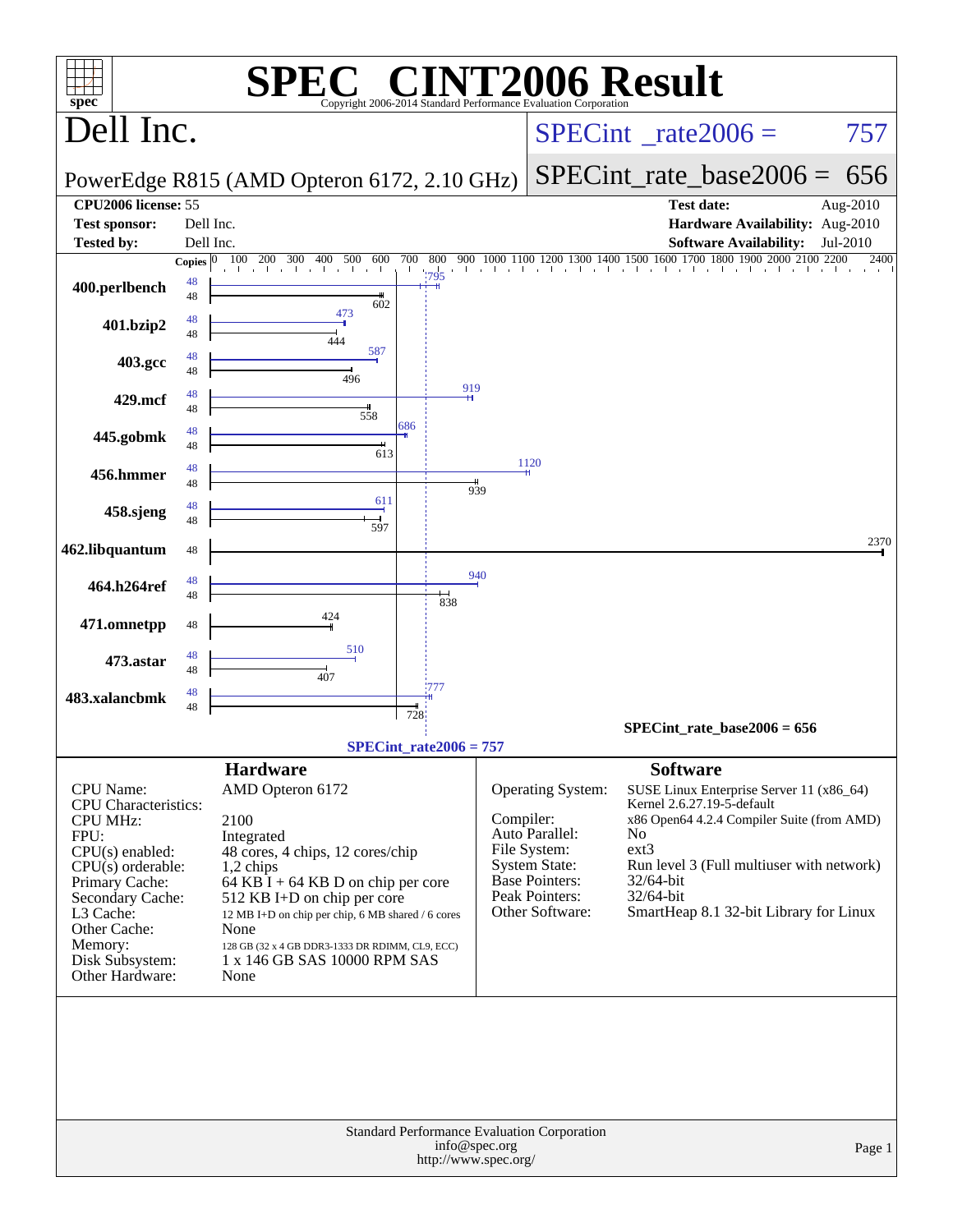# SPEC CINT2006 Result

Copyright 2006-2014 Standard Performance Evaluation Corporation

## Dell Inc.

PowerEdge R815 (AMD Opteron 6172, 2.10 GHz)

SPECint_rate2006 = 757

SPECint_rate_base2006 = 656

| | | | |
|---|---|---|---|
| **CPU2006 license:** 55 | | **Test date:** | Aug-2010 |
| **Test sponsor:** | Dell Inc. | **Hardware Availability:** | Aug-2010 |
| **Tested by:** | Dell Inc. | **Software Availability:** | Jul-2010 |

Copies 0 100 200 300 400 500 600 700 800 900 1000 1100 1200 1300 1400 1500 1600 1700 1800 1900 2000 2100 2200 2400

400.perlbench 48 48 795 602

401.bzip2 48 48 473 444

403.gcc 48 48 587 496

429.mcf 48 48 919 558

445.gobmk 48 48 686 613

456.hmmer 48 48 1120 939

458.sjeng 48 48 611 597

462.libquantum 48 2370

464.h264ref 48 48 940 838

471.omnetpp 48 424

473.astar 48 48 510 407

483.xalancbmk 48 48 777 728

SPECint_rate_base2006 = 656

SPECint_rate2006 = 757

### Hardware

| | |
|---|---|
| CPU Name: | AMD Opteron 6172 |
| CPU Characteristics: | |
| CPU MHz: | 2100 |
| FPU: | Integrated |
| CPU(s) enabled: | 48 cores, 4 chips, 12 cores/chip |
| CPU(s) orderable: | 1,2 chips |
| Primary Cache: | 64 KB I + 64 KB D on chip per core |
| Secondary Cache: | 512 KB I+D on chip per core |
| L3 Cache: | 12 MB I+D on chip per chip, 6 MB shared / 6 cores |
| Other Cache: | None |
| Memory: | 128 GB (32 x 4 GB DDR3-1333 DR RDIMM, CL9, ECC) |
| Disk Subsystem: | 1 x 146 GB SAS 10000 RPM SAS |
| Other Hardware: | None |

### Software

| | |
|---|---|
| Operating System: | SUSE Linux Enterprise Server 11 (x86_64) Kernel 2.6.27.19-5-default |
| Compiler: | x86 Open64 4.2.4 Compiler Suite (from AMD) |
| Auto Parallel: | No |
| File System: | ext3 |
| System State: | Run level 3 (Full multiuser with network) |
| Base Pointers: | 32/64-bit |
| Peak Pointers: | 32/64-bit |
| Other Software: | SmartHeap 8.1 32-bit Library for Linux |

Standard Performance Evaluation Corporation
info@spec.org
http://www.spec.org/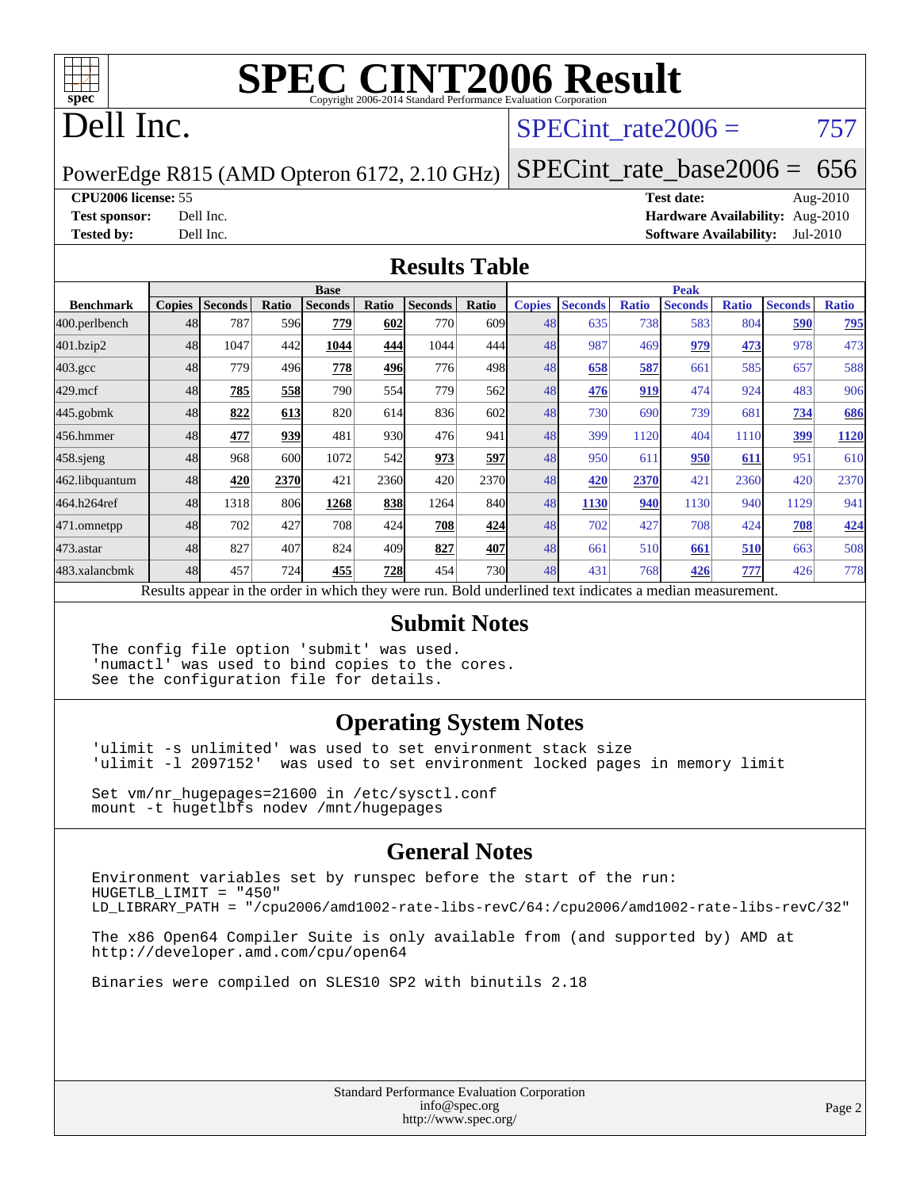# SPEC CINT2006 Result

Copyright 2006-2014 Standard Performance Evaluation Corporation

# Dell Inc.

PowerEdge R815 (AMD Opteron 6172, 2.10 GHz)

SPECint_rate2006 = 757

SPECint_rate_base2006 = 656

**CPU2006 license:** 55
**Test sponsor:** Dell Inc.
**Tested by:** Dell Inc.

**Test date:** Aug-2010
**Hardware Availability:** Aug-2010
**Software Availability:** Jul-2010

## Results Table

| | Base | | | | | | | Peak | | | | | | |
|---|---|---|---|---|---|---|---|---|---|---|---|---|---|---|
| **Benchmark** | **Copies** | **Seconds** | **Ratio** | **Seconds** | **Ratio** | **Seconds** | **Ratio** | **Copies** | **Seconds** | **Ratio** | **Seconds** | **Ratio** | **Seconds** | **Ratio** |
| 400.perlbench | 48 | 787 | 596 | **779** | **602** | 770 | 609 | 48 | 635 | 738 | 583 | 804 | **590** | **795** |
| 401.bzip2 | 48 | 1047 | 442 | **1044** | **444** | 1044 | 444 | 48 | 987 | 469 | **979** | **473** | 978 | 473 |
| 403.gcc | 48 | 779 | 496 | **778** | **496** | 776 | 498 | 48 | **658** | **587** | 661 | 585 | 657 | 588 |
| 429.mcf | 48 | **785** | **558** | 790 | 554 | 779 | 562 | 48 | **476** | **919** | 474 | 924 | 483 | 906 |
| 445.gobmk | 48 | **822** | **613** | 820 | 614 | 836 | 602 | 48 | 730 | 690 | 739 | 681 | **734** | **686** |
| 456.hmmer | 48 | **477** | **939** | 481 | 930 | 476 | 941 | 48 | 399 | 1120 | 404 | 1110 | **399** | **1120** |
| 458.sjeng | 48 | 968 | 600 | 1072 | 542 | **973** | **597** | 48 | 950 | 611 | **950** | **611** | 951 | 610 |
| 462.libquantum | 48 | **420** | **2370** | 421 | 2360 | 420 | 2370 | 48 | **420** | **2370** | 421 | 2360 | 420 | 2370 |
| 464.h264ref | 48 | 1318 | 806 | **1268** | **838** | 1264 | 840 | 48 | **1130** | **940** | 1130 | 940 | 1129 | 941 |
| 471.omnetpp | 48 | 702 | 427 | 708 | 424 | **708** | **424** | 48 | 702 | 427 | 708 | 424 | **708** | **424** |
| 473.astar | 48 | 827 | 407 | 824 | 409 | **827** | **407** | 48 | 661 | 510 | **661** | **510** | 663 | 508 |
| 483.xalancbmk | 48 | 457 | 724 | **455** | **728** | 454 | 730 | 48 | 431 | 768 | **426** | **777** | 426 | 778 |

Results appear in the order in which they were run. Bold underlined text indicates a median measurement.

## Submit Notes

```
The config file option 'submit' was used.
'numactl' was used to bind copies to the cores.
See the configuration file for details.
```

## Operating System Notes

```
'ulimit -s unlimited' was used to set environment stack size
'ulimit -l 2097152'  was used to set environment locked pages in memory limit

Set vm/nr_hugepages=21600 in /etc/sysctl.conf
mount -t hugetlbfs nodev /mnt/hugepages
```

## General Notes

```
Environment variables set by runspec before the start of the run:
HUGETLB_LIMIT = "450"
LD_LIBRARY_PATH = "/cpu2006/amd1002-rate-libs-revC/64:/cpu2006/amd1002-rate-libs-revC/32"

The x86 Open64 Compiler Suite is only available from (and supported by) AMD at
http://developer.amd.com/cpu/open64

Binaries were compiled on SLES10 SP2 with binutils 2.18
```

Standard Performance Evaluation Corporation
info@spec.org
http://www.spec.org/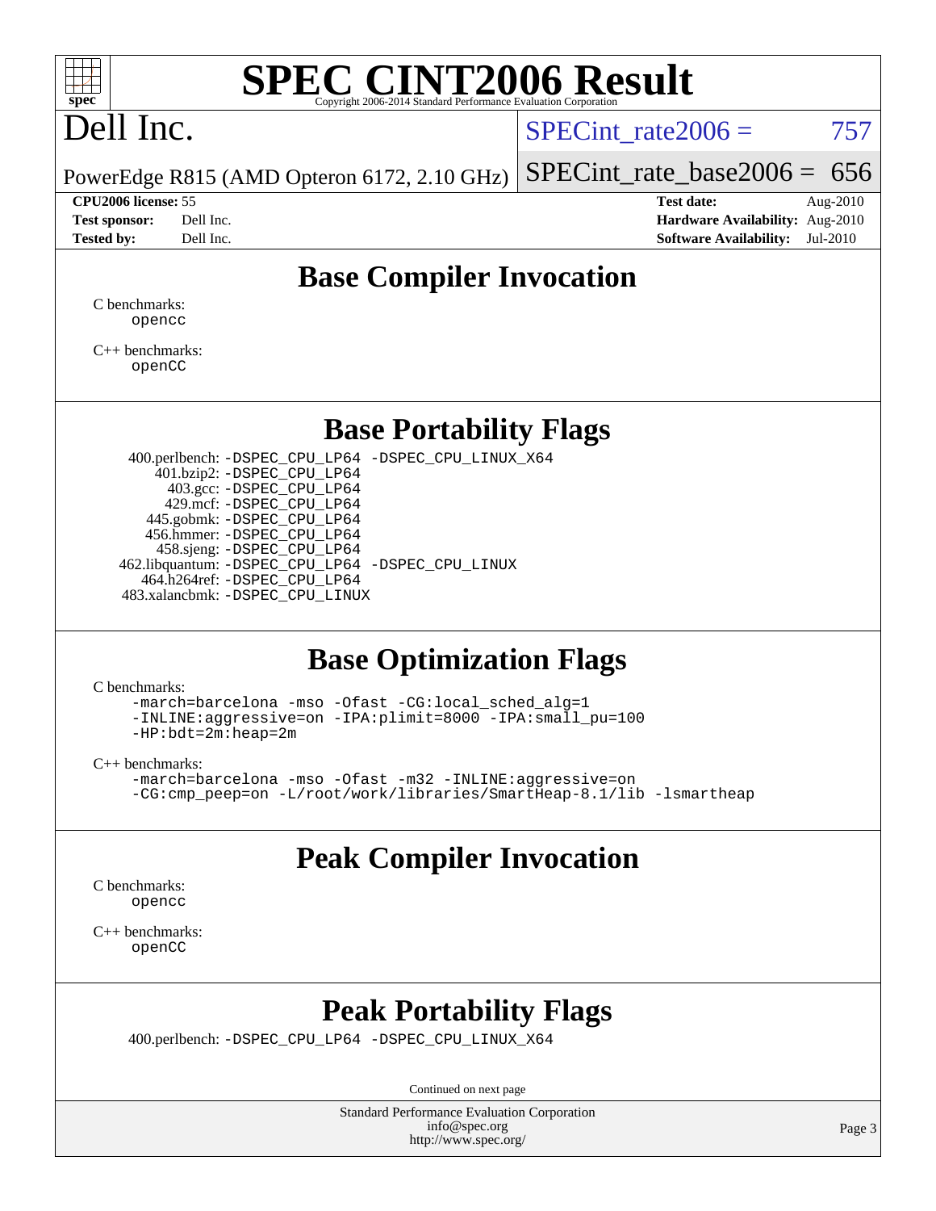# SPEC CINT2006 Result

Copyright 2006-2014 Standard Performance Evaluation Corporation

Dell Inc.

PowerEdge R815 (AMD Opteron 6172, 2.10 GHz)

SPECint_rate2006 = 757

SPECint_rate_base2006 = 656

**CPU2006 license:** 55
**Test sponsor:** Dell Inc.
**Tested by:** Dell Inc.

**Test date:** Aug-2010
**Hardware Availability:** Aug-2010
**Software Availability:** Jul-2010

## Base Compiler Invocation

C benchmarks:
```
opencc
```

C++ benchmarks:
```
openCC
```

## Base Portability Flags

400.perlbench: `-DSPEC_CPU_LP64 -DSPEC_CPU_LINUX_X64`
401.bzip2: `-DSPEC_CPU_LP64`
403.gcc: `-DSPEC_CPU_LP64`
429.mcf: `-DSPEC_CPU_LP64`
445.gobmk: `-DSPEC_CPU_LP64`
456.hmmer: `-DSPEC_CPU_LP64`
458.sjeng: `-DSPEC_CPU_LP64`
462.libquantum: `-DSPEC_CPU_LP64 -DSPEC_CPU_LINUX`
464.h264ref: `-DSPEC_CPU_LP64`
483.xalancbmk: `-DSPEC_CPU_LINUX`

## Base Optimization Flags

C benchmarks:
```
-march=barcelona -mso -Ofast -CG:local_sched_alg=1
-INLINE:aggressive=on -IPA:plimit=8000 -IPA:small_pu=100
-HP:bdt=2m:heap=2m
```

C++ benchmarks:
```
-march=barcelona -mso -Ofast -m32 -INLINE:aggressive=on
-CG:cmp_peep=on -L/root/work/libraries/SmartHeap-8.1/lib -lsmartheap
```

## Peak Compiler Invocation

C benchmarks:
```
opencc
```

C++ benchmarks:
```
openCC
```

## Peak Portability Flags

400.perlbench: `-DSPEC_CPU_LP64 -DSPEC_CPU_LINUX_X64`

Continued on next page

Standard Performance Evaluation Corporation
info@spec.org
http://www.spec.org/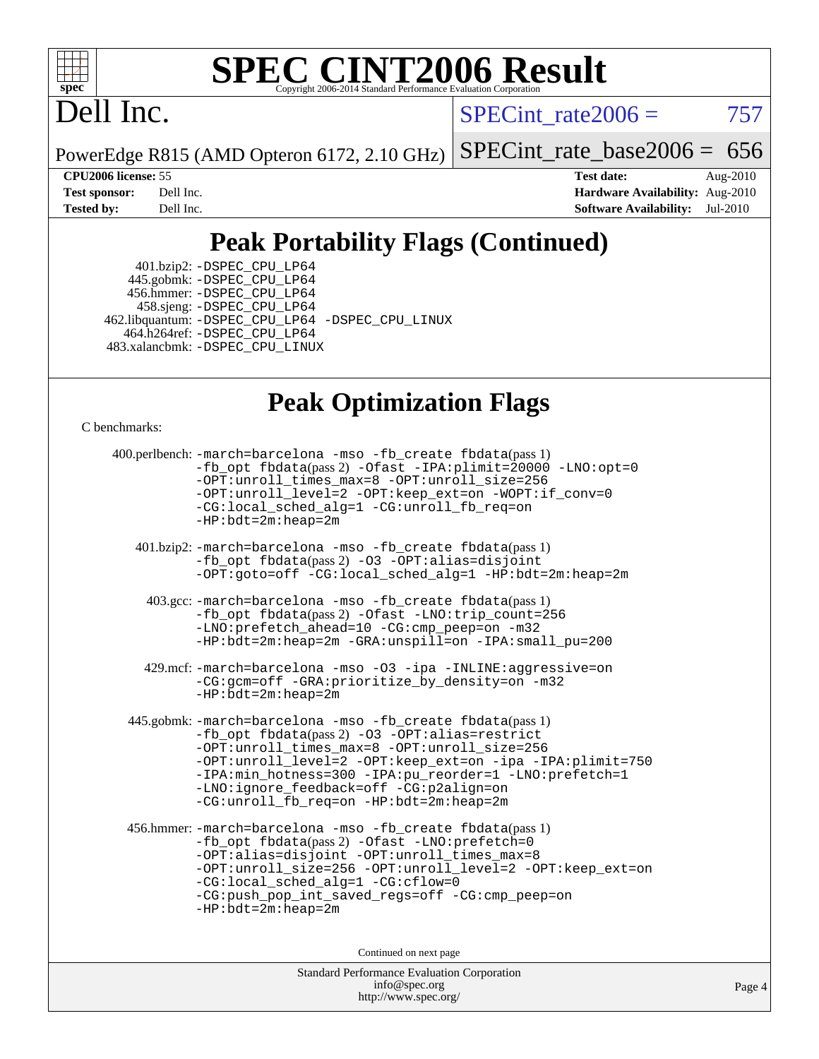# SPEC CINT2006 Result

Copyright 2006-2014 Standard Performance Evaluation Corporation

# Dell Inc.

PowerEdge R815 (AMD Opteron 6172, 2.10 GHz)

SPECint_rate2006 = 757

SPECint_rate_base2006 = 656

**CPU2006 license:** 55
**Test sponsor:** Dell Inc.
**Tested by:** Dell Inc.

**Test date:** Aug-2010
**Hardware Availability:** Aug-2010
**Software Availability:** Jul-2010

## Peak Portability Flags (Continued)

401.bzip2: -DSPEC_CPU_LP64
445.gobmk: -DSPEC_CPU_LP64
456.hmmer: -DSPEC_CPU_LP64
458.sjeng: -DSPEC_CPU_LP64
462.libquantum: -DSPEC_CPU_LP64 -DSPEC_CPU_LINUX
464.h264ref: -DSPEC_CPU_LP64
483.xalancbmk: -DSPEC_CPU_LINUX

## Peak Optimization Flags

C benchmarks:

400.perlbench: -march=barcelona -mso -fb_create fbdata(pass 1) -fb_opt fbdata(pass 2) -Ofast -IPA:plimit=20000 -LNO:opt=0 -OPT:unroll_times_max=8 -OPT:unroll_size=256 -OPT:unroll_level=2 -OPT:keep_ext=on -WOPT:if_conv=0 -CG:local_sched_alg=1 -CG:unroll_fb_req=on -HP:bdt=2m:heap=2m

401.bzip2: -march=barcelona -mso -fb_create fbdata(pass 1) -fb_opt fbdata(pass 2) -O3 -OPT:alias=disjoint -OPT:goto=off -CG:local_sched_alg=1 -HP:bdt=2m:heap=2m

403.gcc: -march=barcelona -mso -fb_create fbdata(pass 1) -fb_opt fbdata(pass 2) -Ofast -LNO:trip_count=256 -LNO:prefetch_ahead=10 -CG:cmp_peep=on -m32 -HP:bdt=2m:heap=2m -GRA:unspill=on -IPA:small_pu=200

429.mcf: -march=barcelona -mso -O3 -ipa -INLINE:aggressive=on -CG:gcm=off -GRA:prioritize_by_density=on -m32 -HP:bdt=2m:heap=2m

445.gobmk: -march=barcelona -mso -fb_create fbdata(pass 1) -fb_opt fbdata(pass 2) -O3 -OPT:alias=restrict -OPT:unroll_times_max=8 -OPT:unroll_size=256 -OPT:unroll_level=2 -OPT:keep_ext=on -ipa -IPA:plimit=750 -IPA:min_hotness=300 -IPA:pu_reorder=1 -LNO:prefetch=1 -LNO:ignore_feedback=off -CG:p2align=on -CG:unroll_fb_req=on -HP:bdt=2m:heap=2m

456.hmmer: -march=barcelona -mso -fb_create fbdata(pass 1) -fb_opt fbdata(pass 2) -Ofast -LNO:prefetch=0 -OPT:alias=disjoint -OPT:unroll_times_max=8 -OPT:unroll_size=256 -OPT:unroll_level=2 -OPT:keep_ext=on -CG:local_sched_alg=1 -CG:cflow=0 -CG:push_pop_int_saved_regs=off -CG:cmp_peep=on -HP:bdt=2m:heap=2m

Continued on next page

Standard Performance Evaluation Corporation
info@spec.org
http://www.spec.org/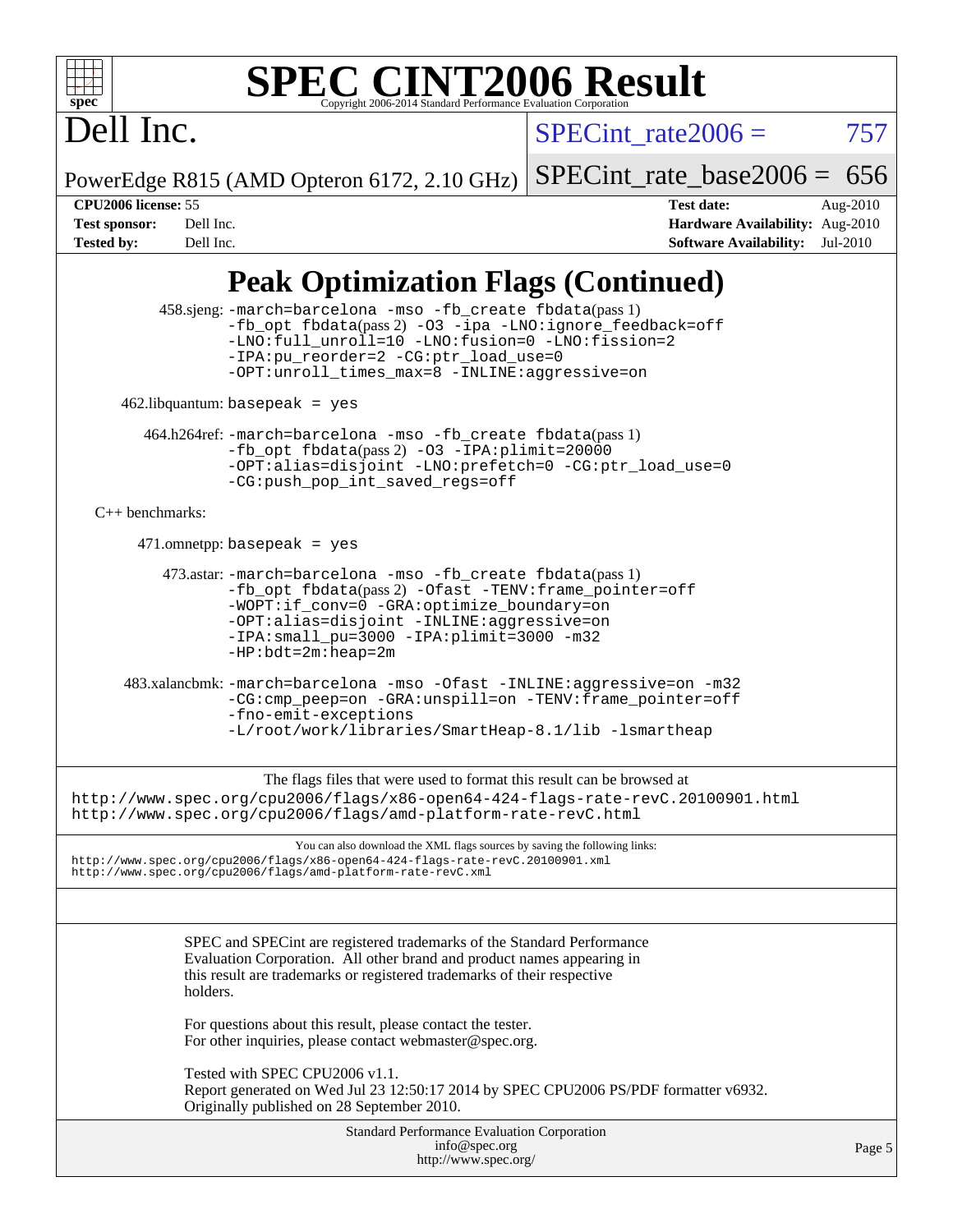# Peak Optimization Flags (Continued)

458.sjeng: -march=barcelona -mso -fb_create fbdata(pass 1) -fb_opt fbdata(pass 2) -O3 -ipa -LNO:ignore_feedback=off -LNO:full_unroll=10 -LNO:fusion=0 -LNO:fission=2 -IPA:pu_reorder=2 -CG:ptr_load_use=0 -OPT:unroll_times_max=8 -INLINE:aggressive=on

462.libquantum: basepeak = yes

464.h264ref: -march=barcelona -mso -fb_create fbdata(pass 1) -fb_opt fbdata(pass 2) -O3 -IPA:plimit=20000 -OPT:alias=disjoint -LNO:prefetch=0 -CG:ptr_load_use=0 -CG:push_pop_int_saved_regs=off

C++ benchmarks:

471.omnetpp: basepeak = yes

473.astar: -march=barcelona -mso -fb_create fbdata(pass 1) -fb_opt fbdata(pass 2) -Ofast -TENV:frame_pointer=off -WOPT:if_conv=0 -GRA:optimize_boundary=on -OPT:alias=disjoint -INLINE:aggressive=on -IPA:small_pu=3000 -IPA:plimit=3000 -m32 -HP:bdt=2m:heap=2m

483.xalancbmk: -march=barcelona -mso -Ofast -INLINE:aggressive=on -m32 -CG:cmp_peep=on -GRA:unspill=on -TENV:frame_pointer=off -fno-emit-exceptions -L/root/work/libraries/SmartHeap-8.1/lib -lsmartheap

The flags files that were used to format this result can be browsed at
http://www.spec.org/cpu2006/flags/x86-open64-424-flags-rate-revC.20100901.html
http://www.spec.org/cpu2006/flags/amd-platform-rate-revC.html

You can also download the XML flags sources by saving the following links:
http://www.spec.org/cpu2006/flags/x86-open64-424-flags-rate-revC.20100901.xml
http://www.spec.org/cpu2006/flags/amd-platform-rate-revC.xml

SPEC and SPECint are registered trademarks of the Standard Performance Evaluation Corporation. All other brand and product names appearing in this result are trademarks or registered trademarks of their respective holders.

For questions about this result, please contact the tester.
For other inquiries, please contact webmaster@spec.org.

Tested with SPEC CPU2006 v1.1.
Report generated on Wed Jul 23 12:50:17 2014 by SPEC CPU2006 PS/PDF formatter v6932.
Originally published on 28 September 2010.